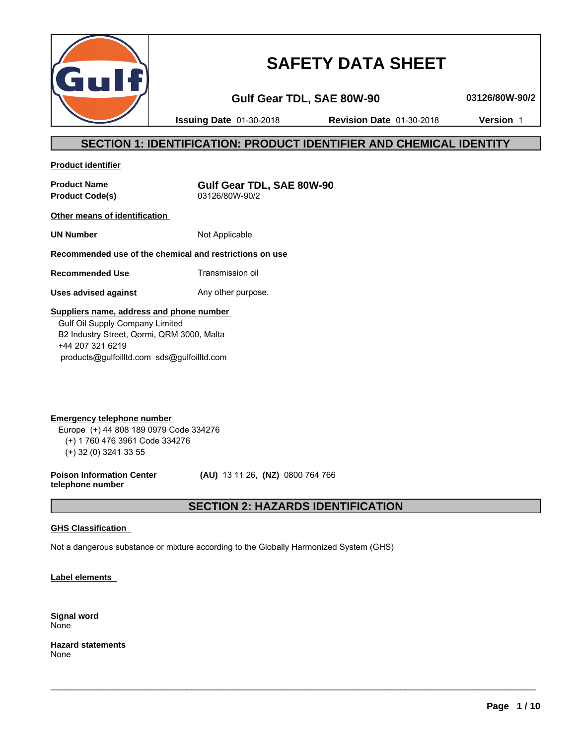# SAFETY DATA SHEET

**Gulf Gear TDL, SAE 80W-90** **03126/80W-90/2**

**Issuing Date** 01-30-2018 **Revision Date** 01-30-2018 **Version** 1

## SECTION 1: IDENTIFICATION: PRODUCT IDENTIFIER AND CHEMICAL IDENTITY

**Product identifier**

**Product Name** **Gulf Gear TDL, SAE 80W-90**
**Product Code(s)** 03126/80W-90/2

**Other means of identification**

**UN Number** Not Applicable

**Recommended use of the chemical and restrictions on use**

**Recommended Use** Transmission oil

**Uses advised against** Any other purpose.

**Suppliers name, address and phone number**

Gulf Oil Supply Company Limited
B2 Industry Street, Qormi, QRM 3000, Malta
+44 207 321 6219
products@gulfoilltd.com sds@gulfoilltd.com

**Emergency telephone number**

Europe (+) 44 808 189 0979 Code 334276
(+) 1 760 476 3961 Code 334276
(+) 32 (0) 3241 33 55

**Poison Information Center telephone number** **(AU)** 13 11 26, **(NZ)** 0800 764 766

## SECTION 2: HAZARDS IDENTIFICATION

**GHS Classification**

Not a dangerous substance or mixture according to the Globally Harmonized System (GHS)

**Label elements**

**Signal word**
None

**Hazard statements**
None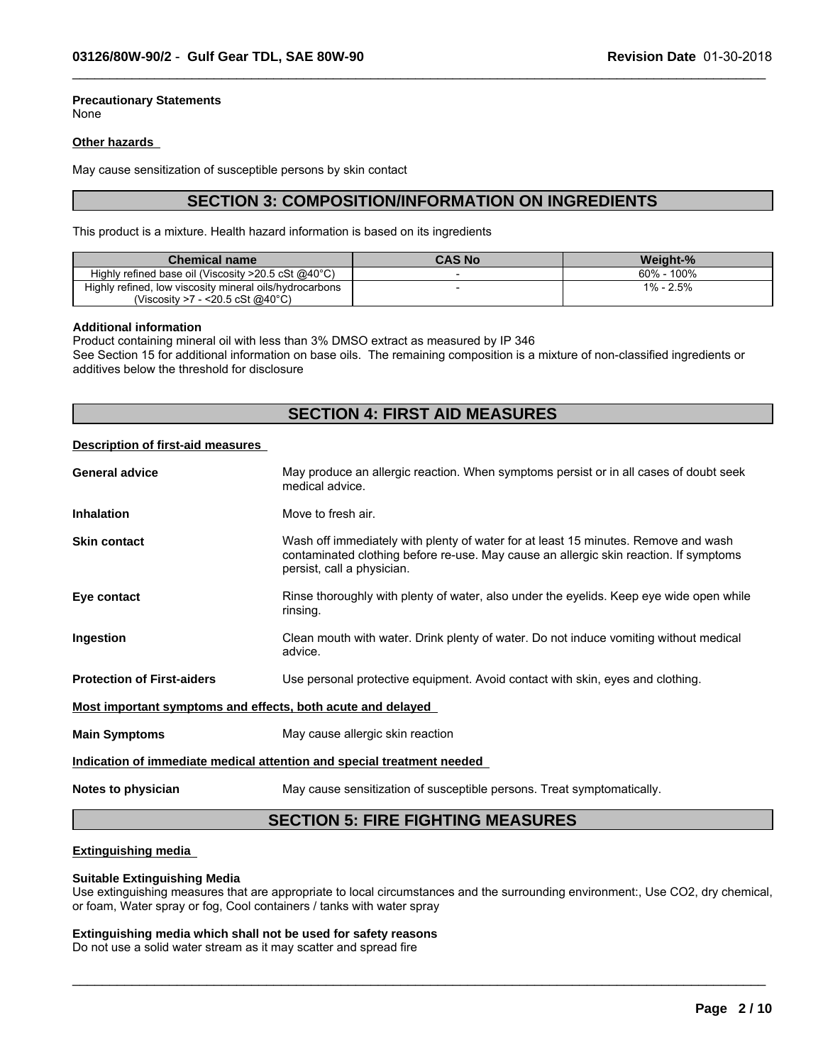**Precautionary Statements**
None

**Other hazards**

May cause sensitization of susceptible persons by skin contact

## SECTION 3: COMPOSITION/INFORMATION ON INGREDIENTS

This product is a mixture. Health hazard information is based on its ingredients

| Chemical name | CAS No | Weight-% |
|---|---|---|
| Highly refined base oil (Viscosity >20.5 cSt @40°C) | - | 60% - 100% |
| Highly refined, low viscosity mineral oils/hydrocarbons (Viscosity >7 - <20.5 cSt @40°C) | - | 1% - 2.5% |

**Additional information**
Product containing mineral oil with less than 3% DMSO extract as measured by IP 346
See Section 15 for additional information on base oils. The remaining composition is a mixture of non-classified ingredients or additives below the threshold for disclosure

## SECTION 4: FIRST AID MEASURES

**Description of first-aid measures**

**General advice**: May produce an allergic reaction. When symptoms persist or in all cases of doubt seek medical advice.

**Inhalation**: Move to fresh air.

**Skin contact**: Wash off immediately with plenty of water for at least 15 minutes. Remove and wash contaminated clothing before re-use. May cause an allergic skin reaction. If symptoms persist, call a physician.

**Eye contact**: Rinse thoroughly with plenty of water, also under the eyelids. Keep eye wide open while rinsing.

**Ingestion**: Clean mouth with water. Drink plenty of water. Do not induce vomiting without medical advice.

**Protection of First-aiders**: Use personal protective equipment. Avoid contact with skin, eyes and clothing.

**Most important symptoms and effects, both acute and delayed**

**Main Symptoms**: May cause allergic skin reaction

**Indication of immediate medical attention and special treatment needed**

**Notes to physician**: May cause sensitization of susceptible persons. Treat symptomatically.

## SECTION 5: FIRE FIGHTING MEASURES

**Extinguishing media**

**Suitable Extinguishing Media**
Use extinguishing measures that are appropriate to local circumstances and the surrounding environment:, Use CO2, dry chemical, or foam, Water spray or fog, Cool containers / tanks with water spray

**Extinguishing media which shall not be used for safety reasons**
Do not use a solid water stream as it may scatter and spread fire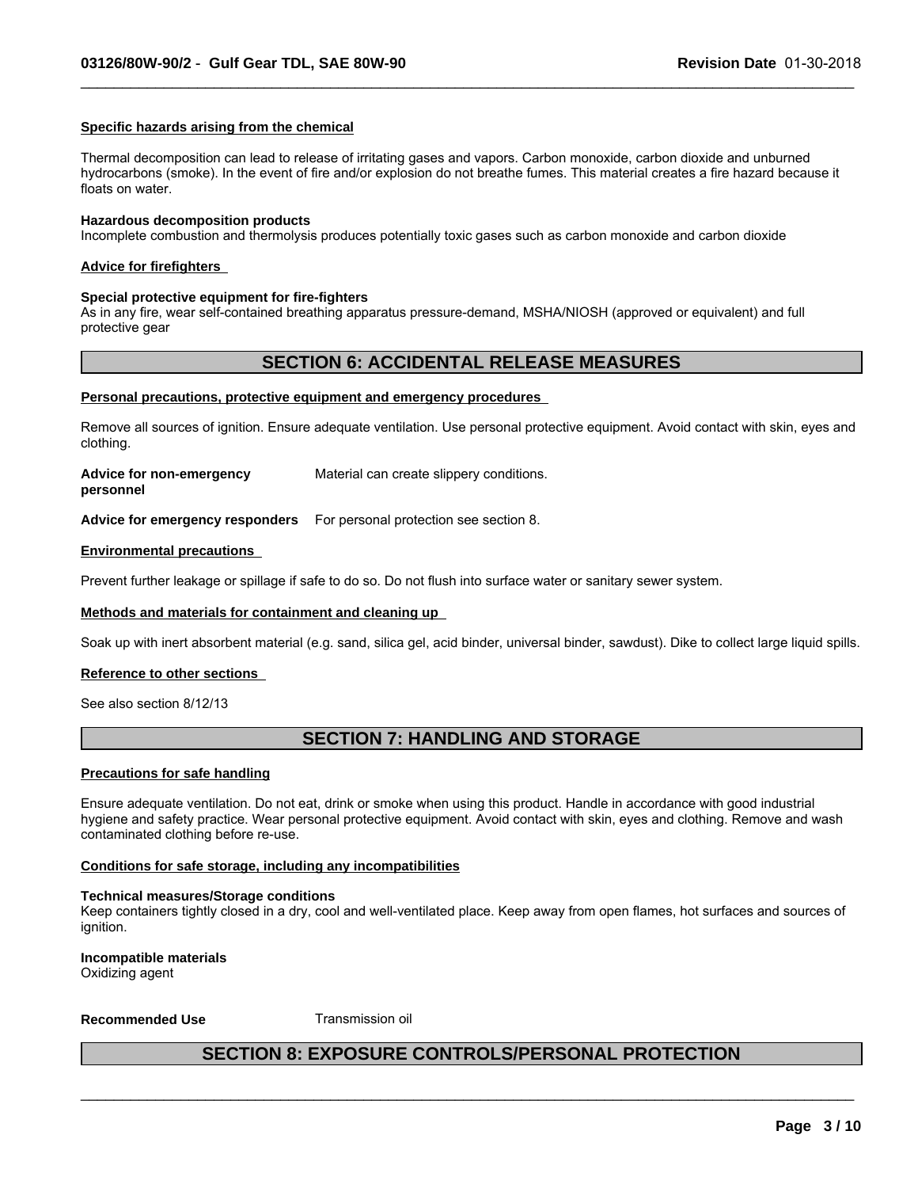**Specific hazards arising from the chemical**

Thermal decomposition can lead to release of irritating gases and vapors. Carbon monoxide, carbon dioxide and unburned hydrocarbons (smoke). In the event of fire and/or explosion do not breathe fumes. This material creates a fire hazard because it floats on water.

**Hazardous decomposition products**
Incomplete combustion and thermolysis produces potentially toxic gases such as carbon monoxide and carbon dioxide

**Advice for firefighters**

**Special protective equipment for fire-fighters**
As in any fire, wear self-contained breathing apparatus pressure-demand, MSHA/NIOSH (approved or equivalent) and full protective gear

## SECTION 6: ACCIDENTAL RELEASE MEASURES

**Personal precautions, protective equipment and emergency procedures**

Remove all sources of ignition. Ensure adequate ventilation. Use personal protective equipment. Avoid contact with skin, eyes and clothing.

**Advice for non-emergency personnel** Material can create slippery conditions.

**Advice for emergency responders** For personal protection see section 8.

**Environmental precautions**

Prevent further leakage or spillage if safe to do so. Do not flush into surface water or sanitary sewer system.

**Methods and materials for containment and cleaning up**

Soak up with inert absorbent material (e.g. sand, silica gel, acid binder, universal binder, sawdust). Dike to collect large liquid spills.

**Reference to other sections**

See also section 8/12/13

## SECTION 7: HANDLING AND STORAGE

**Precautions for safe handling**

Ensure adequate ventilation. Do not eat, drink or smoke when using this product. Handle in accordance with good industrial hygiene and safety practice. Wear personal protective equipment. Avoid contact with skin, eyes and clothing. Remove and wash contaminated clothing before re-use.

**Conditions for safe storage, including any incompatibilities**

**Technical measures/Storage conditions**
Keep containers tightly closed in a dry, cool and well-ventilated place. Keep away from open flames, hot surfaces and sources of ignition.

**Incompatible materials**
Oxidizing agent

**Recommended Use** Transmission oil

## SECTION 8: EXPOSURE CONTROLS/PERSONAL PROTECTION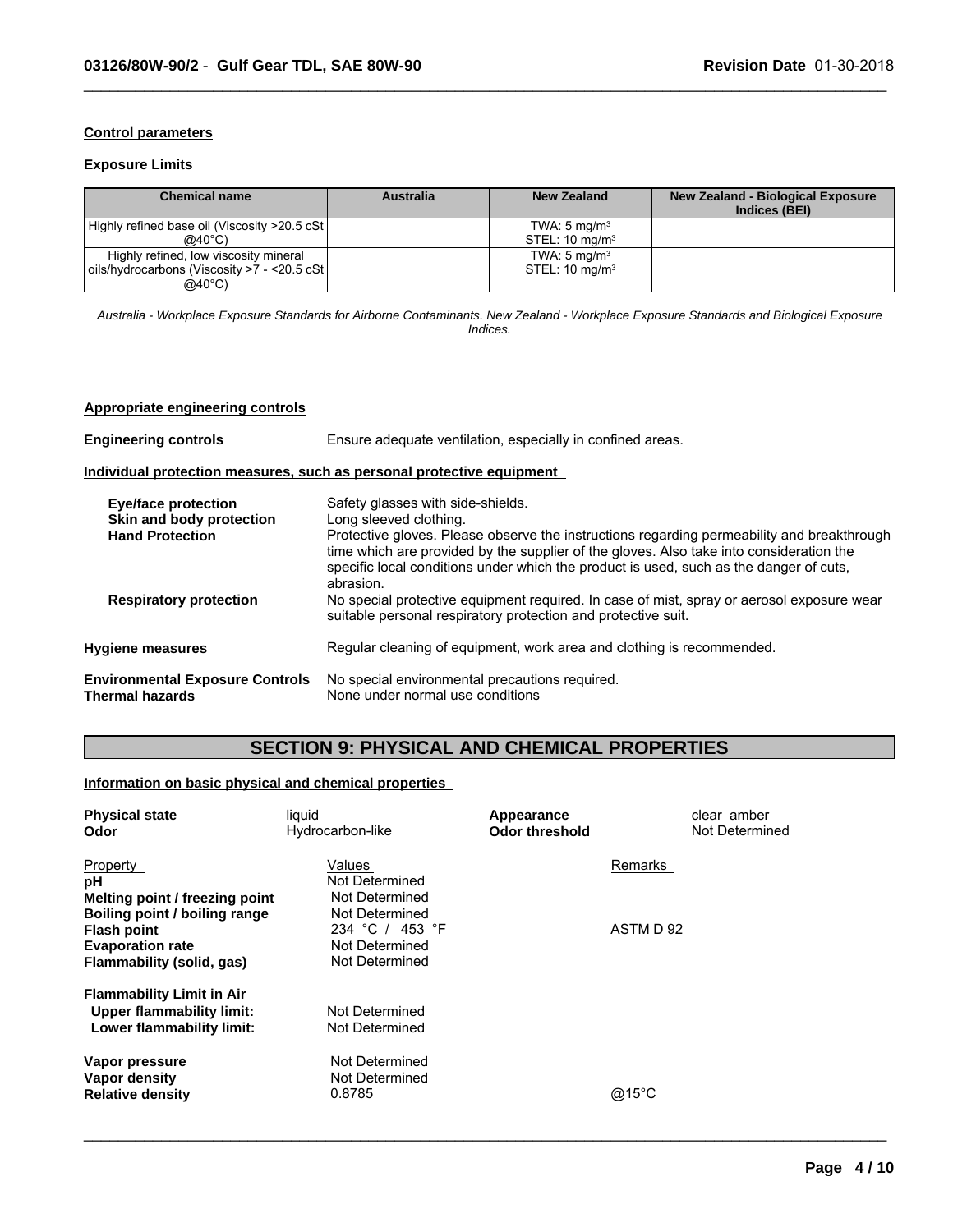**Control parameters**

**Exposure Limits**

| Chemical name | Australia | New Zealand | New Zealand - Biological Exposure Indices (BEI) |
|---|---|---|---|
| Highly refined base oil (Viscosity >20.5 cSt @40°C) | | TWA: 5 mg/m$^3$<br>STEL: 10 mg/m$^3$ | |
| Highly refined, low viscosity mineral oils/hydrocarbons (Viscosity >7 - <20.5 cSt @40°C) | | TWA: 5 mg/m$^3$<br>STEL: 10 mg/m$^3$ | |

*Australia - Workplace Exposure Standards for Airborne Contaminants. New Zealand - Workplace Exposure Standards and Biological Exposure Indices.*

**Appropriate engineering controls**

**Engineering controls** Ensure adequate ventilation, especially in confined areas.

**Individual protection measures, such as personal protective equipment**

**Eye/face protection** Safety glasses with side-shields.

**Skin and body protection** Long sleeved clothing.

**Hand Protection** Protective gloves. Please observe the instructions regarding permeability and breakthrough time which are provided by the supplier of the gloves. Also take into consideration the specific local conditions under which the product is used, such as the danger of cuts, abrasion.

**Respiratory protection** No special protective equipment required. In case of mist, spray or aerosol exposure wear suitable personal respiratory protection and protective suit.

**Hygiene measures** Regular cleaning of equipment, work area and clothing is recommended.

**Environmental Exposure Controls** No special environmental precautions required.

**Thermal hazards** None under normal use conditions

## SECTION 9: PHYSICAL AND CHEMICAL PROPERTIES

**Information on basic physical and chemical properties**

**Physical state** liquid

**Appearance** clear amber

**Odor** Hydrocarbon-like

**Odor threshold** Not Determined

| Property | Values | Remarks |
|---|---|---|
| **pH** | Not Determined | |
| **Melting point / freezing point** | Not Determined | |
| **Boiling point / boiling range** | Not Determined | |
| **Flash point** | 234 °C / 453 °F | ASTM D 92 |
| **Evaporation rate** | Not Determined | |
| **Flammability (solid, gas)** | Not Determined | |
| **Flammability Limit in Air** | | |
| **Upper flammability limit:** | Not Determined | |
| **Lower flammability limit:** | Not Determined | |
| **Vapor pressure** | Not Determined | |
| **Vapor density** | Not Determined | |
| **Relative density** | 0.8785 | @15°C |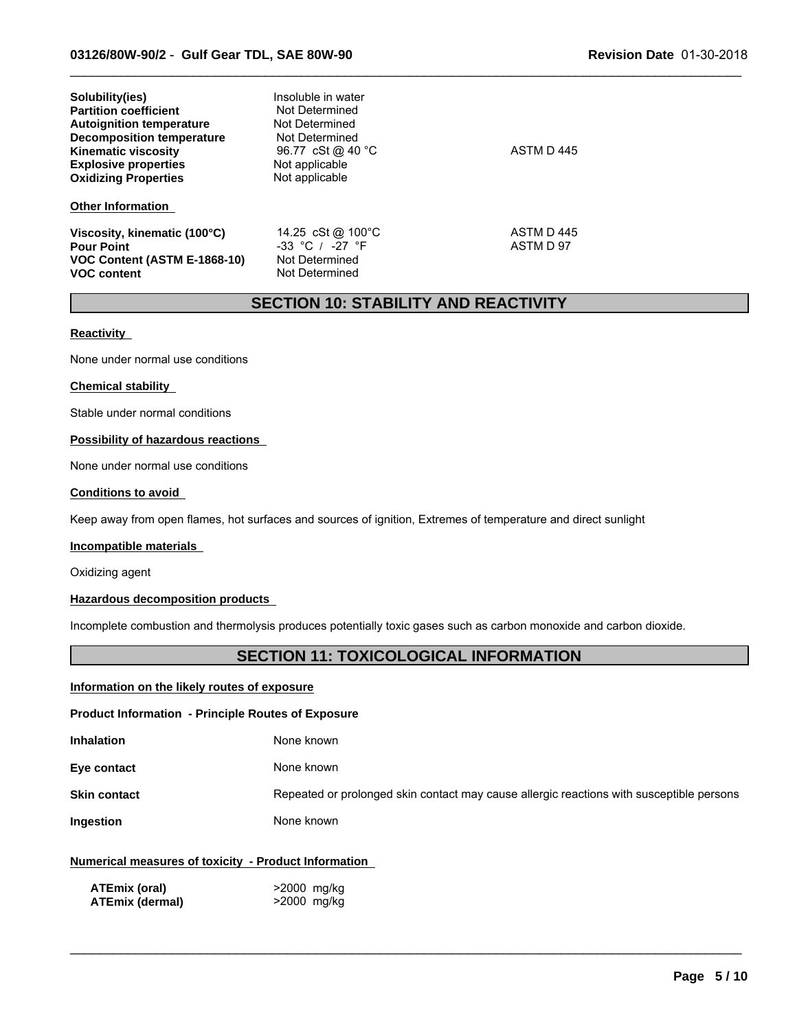| | | |
|---|---|---|
| **Solubility(ies)** | Insoluble in water | |
| **Partition coefficient** | Not Determined | |
| **Autoignition temperature** | Not Determined | |
| **Decomposition temperature** | Not Determined | |
| **Kinematic viscosity** | 96.77 cSt @ 40 °C | ASTM D 445 |
| **Explosive properties** | Not applicable | |
| **Oxidizing Properties** | Not applicable | |

**Other Information**

| | | |
|---|---|---|
| **Viscosity, kinematic (100°C)** | 14.25 cSt @ 100°C | ASTM D 445 |
| **Pour Point** | -33 °C / -27 °F | ASTM D 97 |
| **VOC Content (ASTM E-1868-10)** | Not Determined | |
| **VOC content** | Not Determined | |

## SECTION 10: STABILITY AND REACTIVITY

**Reactivity**

None under normal use conditions

**Chemical stability**

Stable under normal conditions

**Possibility of hazardous reactions**

None under normal use conditions

**Conditions to avoid**

Keep away from open flames, hot surfaces and sources of ignition, Extremes of temperature and direct sunlight

**Incompatible materials**

Oxidizing agent

**Hazardous decomposition products**

Incomplete combustion and thermolysis produces potentially toxic gases such as carbon monoxide and carbon dioxide.

## SECTION 11: TOXICOLOGICAL INFORMATION

**Information on the likely routes of exposure**

**Product Information - Principle Routes of Exposure**

| | |
|---|---|
| **Inhalation** | None known |
| **Eye contact** | None known |
| **Skin contact** | Repeated or prolonged skin contact may cause allergic reactions with susceptible persons |
| **Ingestion** | None known |

**Numerical measures of toxicity - Product Information**

| | |
|---|---|
| **ATEmix (oral)** | >2000 mg/kg |
| **ATEmix (dermal)** | >2000 mg/kg |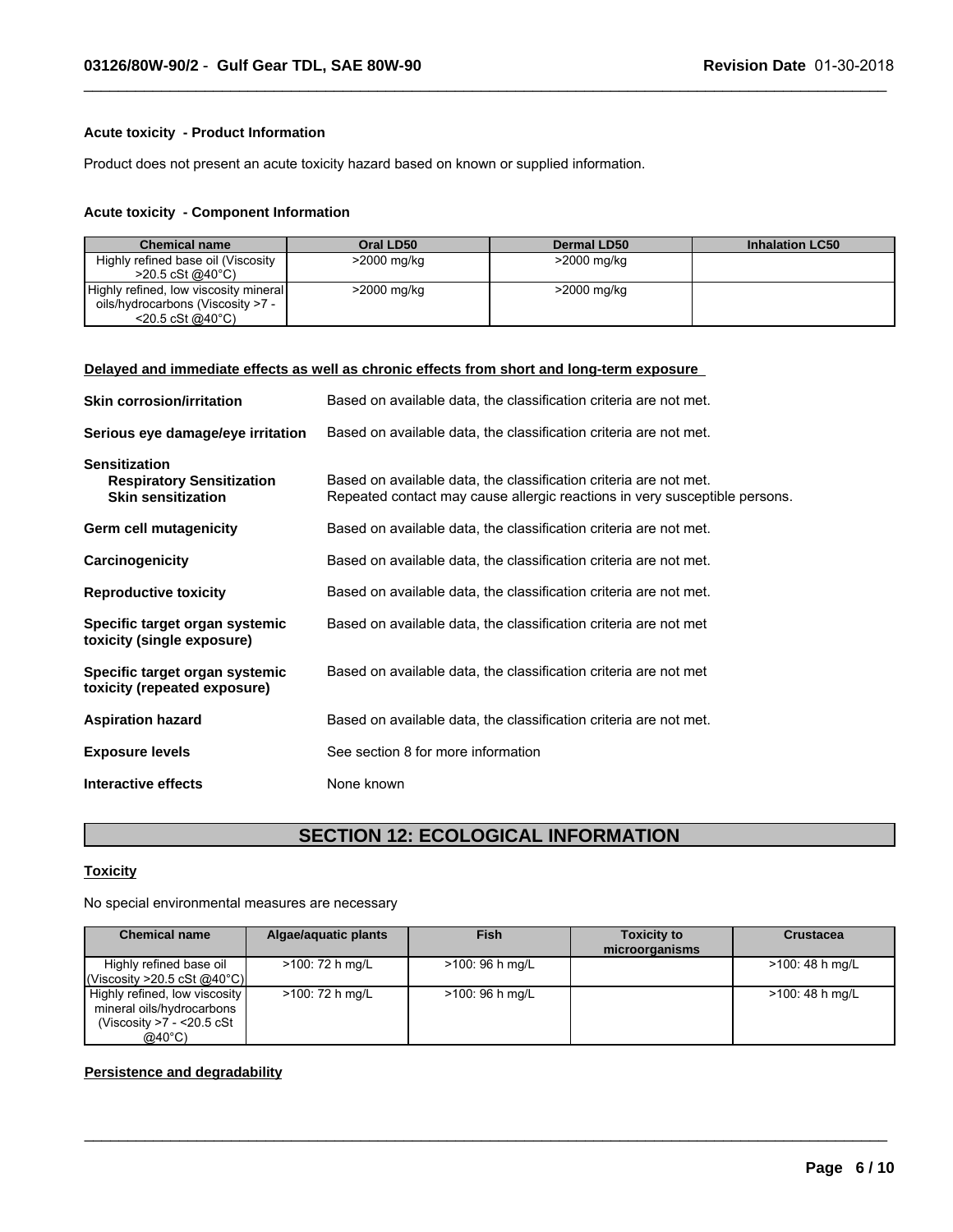**Acute toxicity - Product Information**

Product does not present an acute toxicity hazard based on known or supplied information.

**Acute toxicity - Component Information**

| Chemical name | Oral LD50 | Dermal LD50 | Inhalation LC50 |
|---|---|---|---|
| Highly refined base oil (Viscosity >20.5 cSt @40°C) | >2000 mg/kg | >2000 mg/kg | |
| Highly refined, low viscosity mineral oils/hydrocarbons (Viscosity >7 - <20.5 cSt @40°C) | >2000 mg/kg | >2000 mg/kg | |

**Delayed and immediate effects as well as chronic effects from short and long-term exposure**

**Skin corrosion/irritation** Based on available data, the classification criteria are not met.

**Serious eye damage/eye irritation** Based on available data, the classification criteria are not met.

**Sensitization**

**Respiratory Sensitization** Based on available data, the classification criteria are not met.

**Skin sensitization** Repeated contact may cause allergic reactions in very susceptible persons.

**Germ cell mutagenicity** Based on available data, the classification criteria are not met.

**Carcinogenicity** Based on available data, the classification criteria are not met.

**Reproductive toxicity** Based on available data, the classification criteria are not met.

**Specific target organ systemic toxicity (single exposure)** Based on available data, the classification criteria are not met

**Specific target organ systemic toxicity (repeated exposure)** Based on available data, the classification criteria are not met

**Aspiration hazard** Based on available data, the classification criteria are not met.

**Exposure levels** See section 8 for more information

**Interactive effects** None known

## SECTION 12: ECOLOGICAL INFORMATION

**Toxicity**

No special environmental measures are necessary

| Chemical name | Algae/aquatic plants | Fish | Toxicity to microorganisms | Crustacea |
|---|---|---|---|---|
| Highly refined base oil (Viscosity >20.5 cSt @40°C) | >100: 72 h mg/L | >100: 96 h mg/L | | >100: 48 h mg/L |
| Highly refined, low viscosity mineral oils/hydrocarbons (Viscosity >7 - <20.5 cSt @40°C) | >100: 72 h mg/L | >100: 96 h mg/L | | >100: 48 h mg/L |

**Persistence and degradability**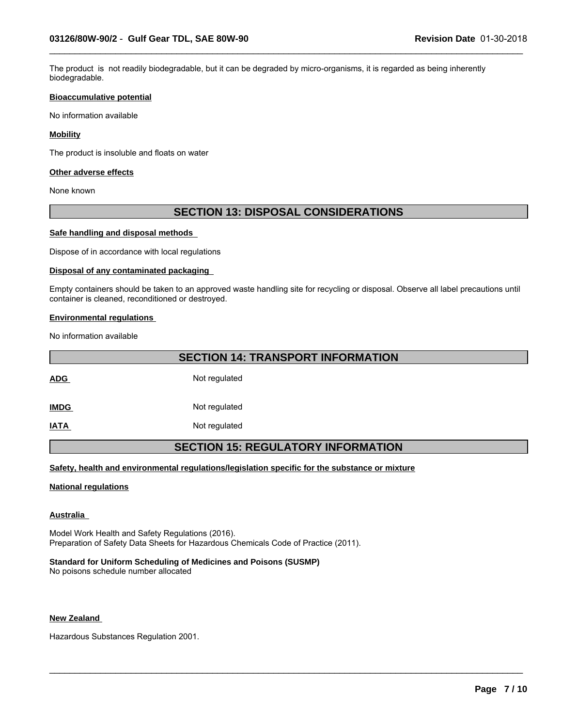The product is not readily biodegradable, but it can be degraded by micro-organisms, it is regarded as being inherently biodegradable.

**Bioaccumulative potential**

No information available

**Mobility**

The product is insoluble and floats on water

**Other adverse effects**

None known

## SECTION 13: DISPOSAL CONSIDERATIONS

**Safe handling and disposal methods**

Dispose of in accordance with local regulations

**Disposal of any contaminated packaging**

Empty containers should be taken to an approved waste handling site for recycling or disposal. Observe all label precautions until container is cleaned, reconditioned or destroyed.

**Environmental regulations**

No information available

## SECTION 14: TRANSPORT INFORMATION

| | |
|---|---|
| **ADG** | Not regulated |
| **IMDG** | Not regulated |
| **IATA** | Not regulated |

## SECTION 15: REGULATORY INFORMATION

**Safety, health and environmental regulations/legislation specific for the substance or mixture**

**National regulations**

**Australia**

Model Work Health and Safety Regulations (2016).
Preparation of Safety Data Sheets for Hazardous Chemicals Code of Practice (2011).

**Standard for Uniform Scheduling of Medicines and Poisons (SUSMP)**
No poisons schedule number allocated

**New Zealand**

Hazardous Substances Regulation 2001.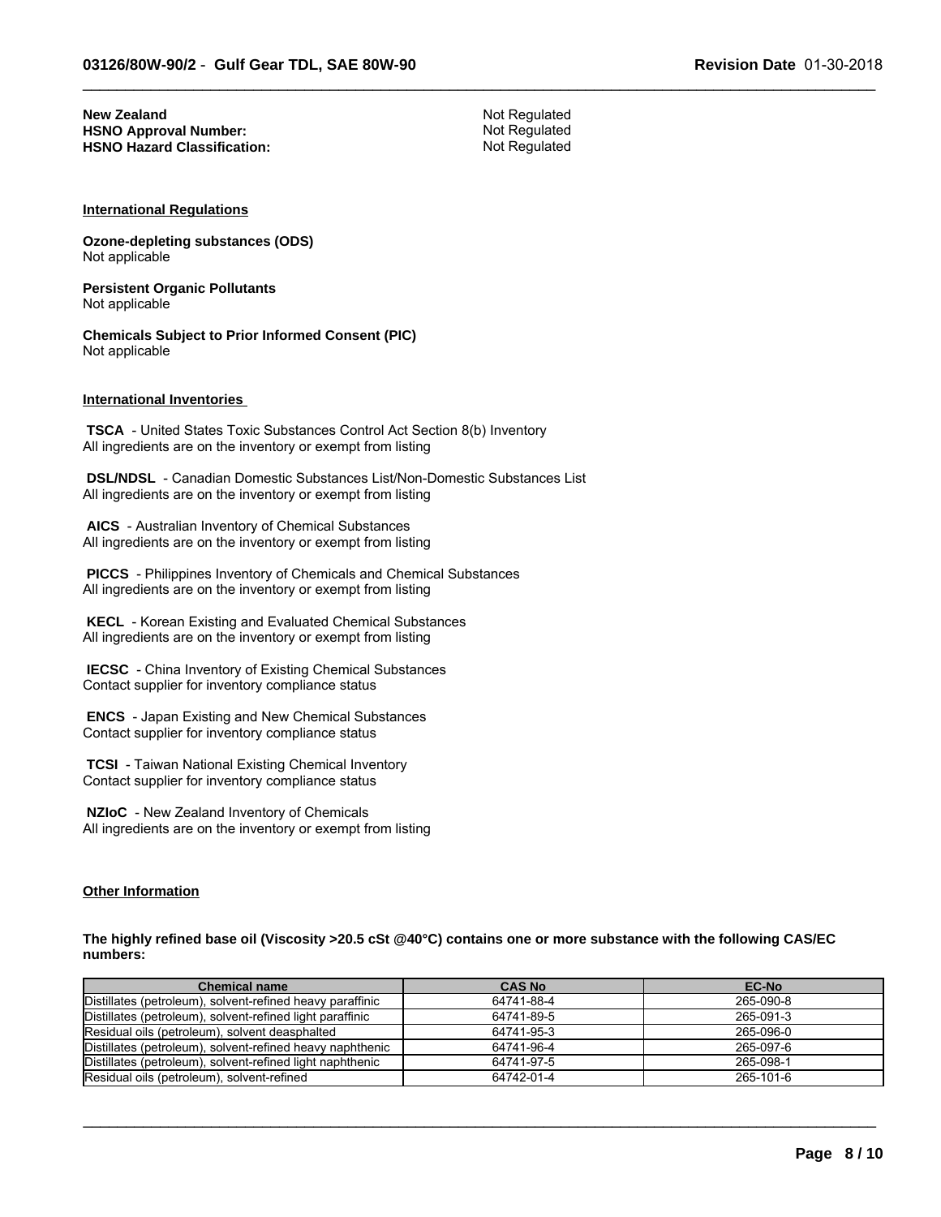**New Zealand** Not Regulated
**HSNO Approval Number:** Not Regulated
**HSNO Hazard Classification:** Not Regulated

## International Regulations

**Ozone-depleting substances (ODS)**
Not applicable

**Persistent Organic Pollutants**
Not applicable

**Chemicals Subject to Prior Informed Consent (PIC)**
Not applicable

## International Inventories

**TSCA** - United States Toxic Substances Control Act Section 8(b) Inventory
All ingredients are on the inventory or exempt from listing

**DSL/NDSL** - Canadian Domestic Substances List/Non-Domestic Substances List
All ingredients are on the inventory or exempt from listing

**AICS** - Australian Inventory of Chemical Substances
All ingredients are on the inventory or exempt from listing

**PICCS** - Philippines Inventory of Chemicals and Chemical Substances
All ingredients are on the inventory or exempt from listing

**KECL** - Korean Existing and Evaluated Chemical Substances
All ingredients are on the inventory or exempt from listing

**IECSC** - China Inventory of Existing Chemical Substances
Contact supplier for inventory compliance status

**ENCS** - Japan Existing and New Chemical Substances
Contact supplier for inventory compliance status

**TCSI** - Taiwan National Existing Chemical Inventory
Contact supplier for inventory compliance status

**NZIoC** - New Zealand Inventory of Chemicals
All ingredients are on the inventory or exempt from listing

## Other Information

**The highly refined base oil (Viscosity >20.5 cSt @40°C) contains one or more substance with the following CAS/EC numbers:**

| Chemical name | CAS No | EC-No |
|---|---|---|
| Distillates (petroleum), solvent-refined heavy paraffinic | 64741-88-4 | 265-090-8 |
| Distillates (petroleum), solvent-refined light paraffinic | 64741-89-5 | 265-091-3 |
| Residual oils (petroleum), solvent deasphalted | 64741-95-3 | 265-096-0 |
| Distillates (petroleum), solvent-refined heavy naphthenic | 64741-96-4 | 265-097-6 |
| Distillates (petroleum), solvent-refined light naphthenic | 64741-97-5 | 265-098-1 |
| Residual oils (petroleum), solvent-refined | 64742-01-4 | 265-101-6 |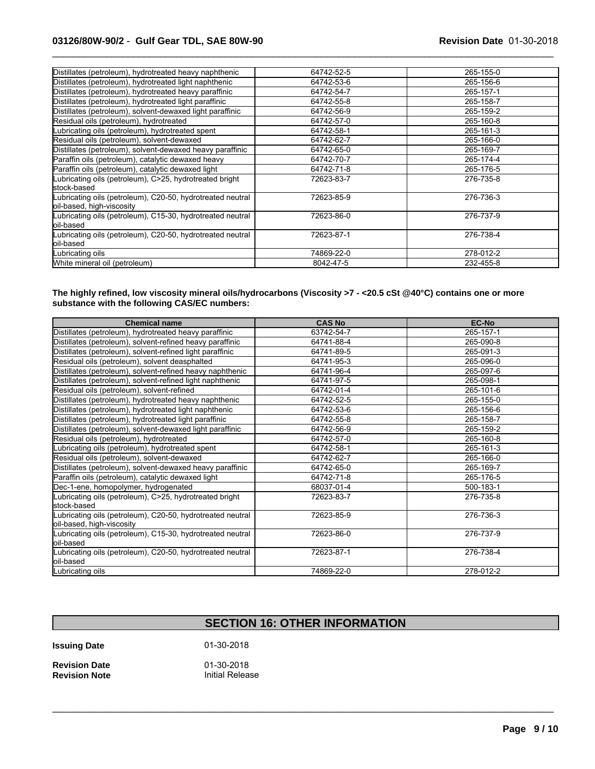| | | |
|---|---|---|
| Distillates (petroleum), hydrotreated heavy naphthenic | 64742-52-5 | 265-155-0 |
| Distillates (petroleum), hydrotreated light naphthenic | 64742-53-6 | 265-156-6 |
| Distillates (petroleum), hydrotreated heavy paraffinic | 64742-54-7 | 265-157-1 |
| Distillates (petroleum), hydrotreated light paraffinic | 64742-55-8 | 265-158-7 |
| Distillates (petroleum), solvent-dewaxed light paraffinic | 64742-56-9 | 265-159-2 |
| Residual oils (petroleum), hydrotreated | 64742-57-0 | 265-160-8 |
| Lubricating oils (petroleum), hydrotreated spent | 64742-58-1 | 265-161-3 |
| Residual oils (petroleum), solvent-dewaxed | 64742-62-7 | 265-166-0 |
| Distillates (petroleum), solvent-dewaxed heavy paraffinic | 64742-65-0 | 265-169-7 |
| Paraffin oils (petroleum), catalytic dewaxed heavy | 64742-70-7 | 265-174-4 |
| Paraffin oils (petroleum), catalytic dewaxed light | 64742-71-8 | 265-176-5 |
| Lubricating oils (petroleum), C>25, hydrotreated bright stock-based | 72623-83-7 | 276-735-8 |
| Lubricating oils (petroleum), C20-50, hydrotreated neutral oil-based, high-viscosity | 72623-85-9 | 276-736-3 |
| Lubricating oils (petroleum), C15-30, hydrotreated neutral oil-based | 72623-86-0 | 276-737-9 |
| Lubricating oils (petroleum), C20-50, hydrotreated neutral oil-based | 72623-87-1 | 276-738-4 |
| Lubricating oils | 74869-22-0 | 278-012-2 |
| White mineral oil (petroleum) | 8042-47-5 | 232-455-8 |

**The highly refined, low viscosity mineral oils/hydrocarbons (Viscosity >7 - <20.5 cSt @40°C) contains one or more substance with the following CAS/EC numbers:**

| Chemical name | CAS No | EC-No |
|---|---|---|
| Distillates (petroleum), hydrotreated heavy paraffinic | 63742-54-7 | 265-157-1 |
| Distillates (petroleum), solvent-refined heavy paraffinic | 64741-88-4 | 265-090-8 |
| Distillates (petroleum), solvent-refined light paraffinic | 64741-89-5 | 265-091-3 |
| Residual oils (petroleum), solvent deasphalted | 64741-95-3 | 265-096-0 |
| Distillates (petroleum), solvent-refined heavy naphthenic | 64741-96-4 | 265-097-6 |
| Distillates (petroleum), solvent-refined light naphthenic | 64741-97-5 | 265-098-1 |
| Residual oils (petroleum), solvent-refined | 64742-01-4 | 265-101-6 |
| Distillates (petroleum), hydrotreated heavy naphthenic | 64742-52-5 | 265-155-0 |
| Distillates (petroleum), hydrotreated light naphthenic | 64742-53-6 | 265-156-6 |
| Distillates (petroleum), hydrotreated light paraffinic | 64742-55-8 | 265-158-7 |
| Distillates (petroleum), solvent-dewaxed light paraffinic | 64742-56-9 | 265-159-2 |
| Residual oils (petroleum), hydrotreated | 64742-57-0 | 265-160-8 |
| Lubricating oils (petroleum), hydrotreated spent | 64742-58-1 | 265-161-3 |
| Residual oils (petroleum), solvent-dewaxed | 64742-62-7 | 265-166-0 |
| Distillates (petroleum), solvent-dewaxed heavy paraffinic | 64742-65-0 | 265-169-7 |
| Paraffin oils (petroleum), catalytic dewaxed light | 64742-71-8 | 265-176-5 |
| Dec-1-ene, homopolymer, hydrogenated | 68037-01-4 | 500-183-1 |
| Lubricating oils (petroleum), C>25, hydrotreated bright stock-based | 72623-83-7 | 276-735-8 |
| Lubricating oils (petroleum), C20-50, hydrotreated neutral oil-based, high-viscosity | 72623-85-9 | 276-736-3 |
| Lubricating oils (petroleum), C15-30, hydrotreated neutral oil-based | 72623-86-0 | 276-737-9 |
| Lubricating oils (petroleum), C20-50, hydrotreated neutral oil-based | 72623-87-1 | 276-738-4 |
| Lubricating oils | 74869-22-0 | 278-012-2 |

## SECTION 16: OTHER INFORMATION

**Issuing Date** 01-30-2018

**Revision Date** 01-30-2018
**Revision Note** Initial Release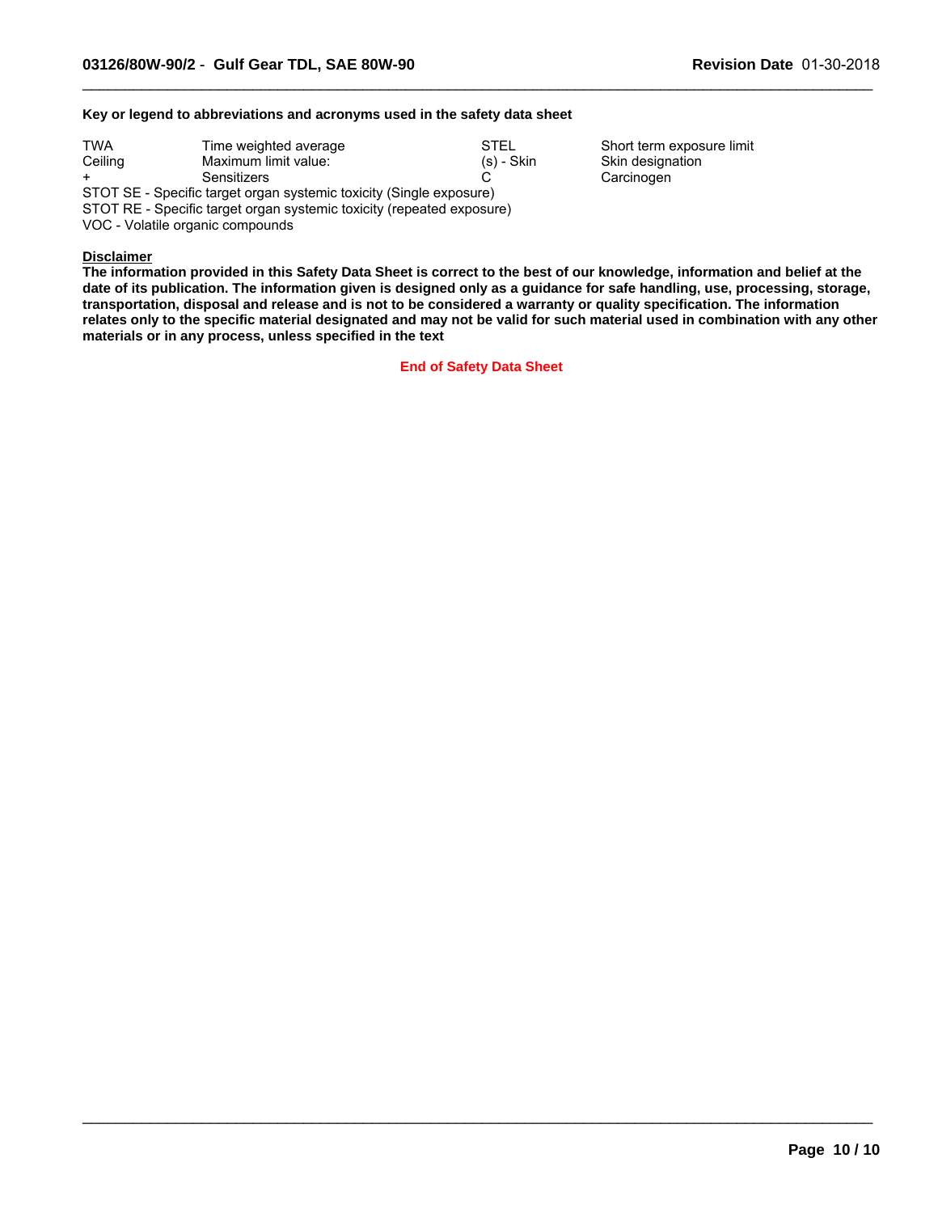**Key or legend to abbreviations and acronyms used in the safety data sheet**

| | | | |
|---|---|---|---|
| TWA | Time weighted average | STEL | Short term exposure limit |
| Ceiling | Maximum limit value: | (s) - Skin | Skin designation |
| + | Sensitizers | C | Carcinogen |

STOT SE - Specific target organ systemic toxicity (Single exposure)
STOT RE - Specific target organ systemic toxicity (repeated exposure)
VOC - Volatile organic compounds

**Disclaimer**

**The information provided in this Safety Data Sheet is correct to the best of our knowledge, information and belief at the date of its publication. The information given is designed only as a guidance for safe handling, use, processing, storage, transportation, disposal and release and is not to be considered a warranty or quality specification. The information relates only to the specific material designated and may not be valid for such material used in combination with any other materials or in any process, unless specified in the text**

**End of Safety Data Sheet**